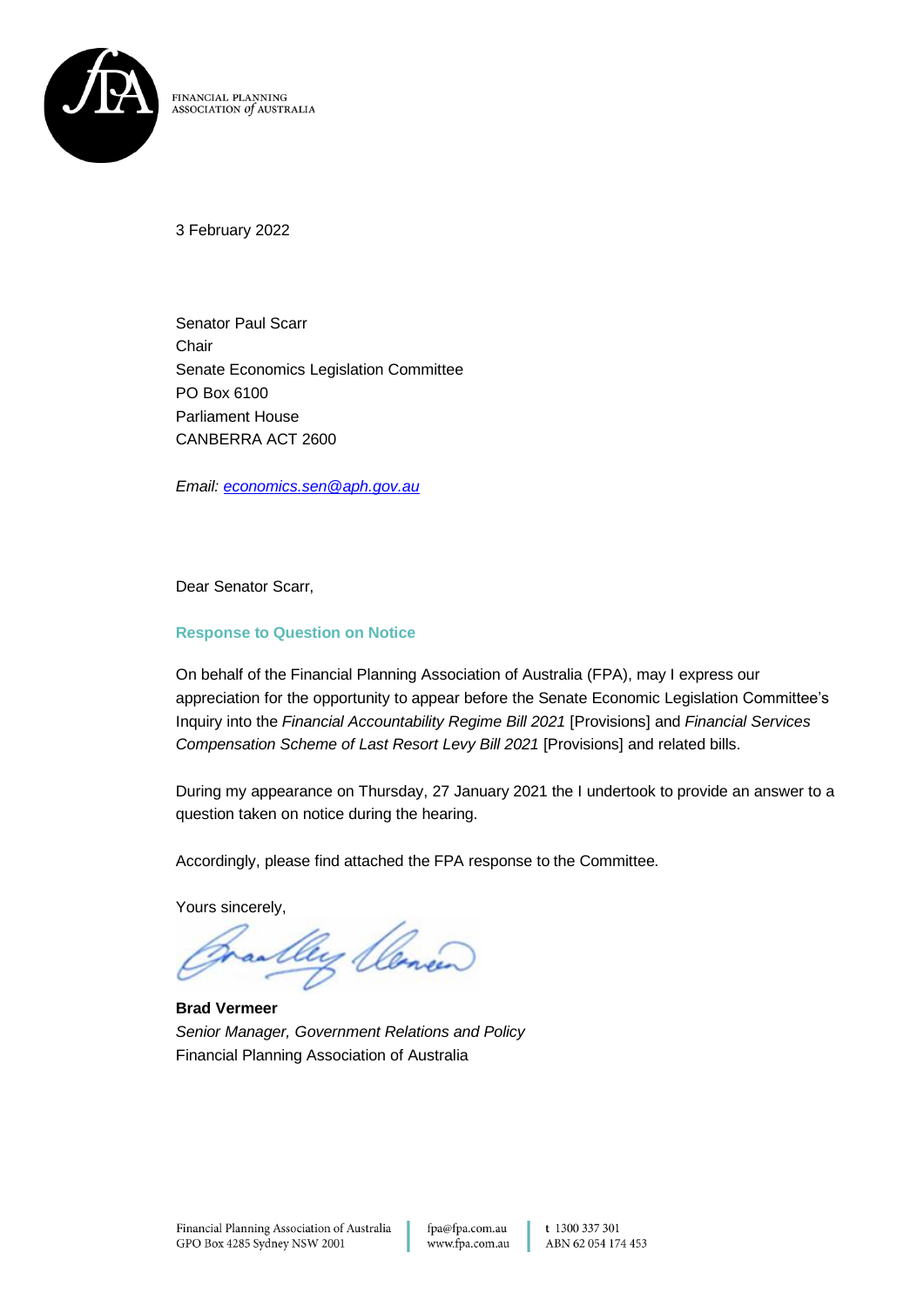FINANCIAL PLANNING ASSOCIATION *of* AUSTRALIA

3 February 2022

Senator Paul Scarr
Chair
Senate Economics Legislation Committee
PO Box 6100
Parliament House
CANBERRA ACT 2600

*Email: economics.sen@aph.gov.au*

Dear Senator Scarr,

## Response to Question on Notice

On behalf of the Financial Planning Association of Australia (FPA), may I express our appreciation for the opportunity to appear before the Senate Economic Legislation Committee's Inquiry into the *Financial Accountability Regime Bill 2021* [Provisions] and *Financial Services Compensation Scheme of Last Resort Levy Bill 2021* [Provisions] and related bills.

During my appearance on Thursday, 27 January 2021 the I undertook to provide an answer to a question taken on notice during the hearing.

Accordingly, please find attached the FPA response to the Committee.

Yours sincerely,

**Brad Vermeer**
*Senior Manager, Government Relations and Policy*
Financial Planning Association of Australia

Financial Planning Association of Australia
GPO Box 4285 Sydney NSW 2001
fpa@fpa.com.au
www.fpa.com.au
t 1300 337 301
ABN 62 054 174 453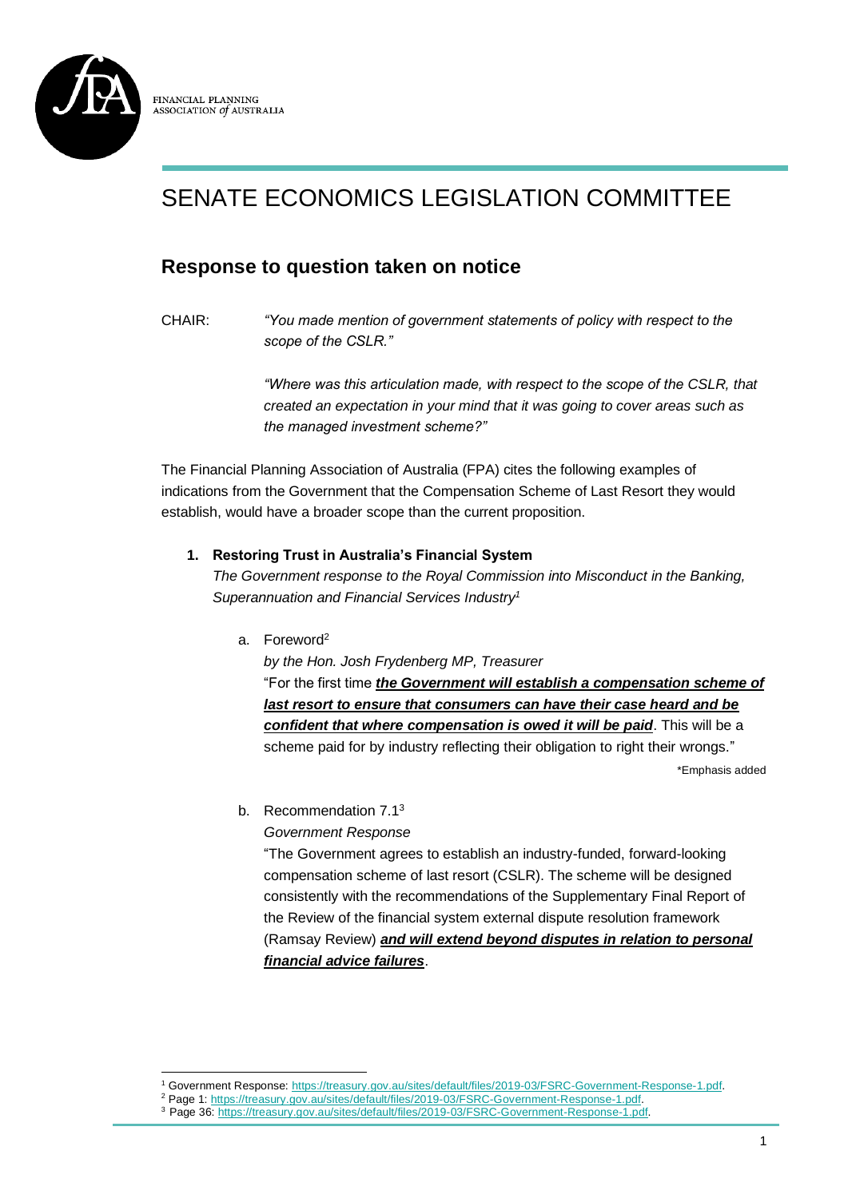# SENATE ECONOMICS LEGISLATION COMMITTEE

## Response to question taken on notice

CHAIR: *"You made mention of government statements of policy with respect to the scope of the CSLR."*

*"Where was this articulation made, with respect to the scope of the CSLR, that created an expectation in your mind that it was going to cover areas such as the managed investment scheme?"*

The Financial Planning Association of Australia (FPA) cites the following examples of indications from the Government that the Compensation Scheme of Last Resort they would establish, would have a broader scope than the current proposition.

1. **Restoring Trust in Australia's Financial System**
   *The Government response to the Royal Commission into Misconduct in the Banking, Superannuation and Financial Services Industry*[1]

   a. Foreword[2]
      *by the Hon. Josh Frydenberg MP, Treasurer*
      "For the first time ***the Government will establish a compensation scheme of last resort to ensure that consumers can have their case heard and be confident that where compensation is owed it will be paid***. This will be a scheme paid for by industry reflecting their obligation to right their wrongs."

      *Emphasis added

   b. Recommendation 7.1[3]
      *Government Response*
      "The Government agrees to establish an industry-funded, forward-looking compensation scheme of last resort (CSLR). The scheme will be designed consistently with the recommendations of the Supplementary Final Report of the Review of the financial system external dispute resolution framework (Ramsay Review) ***and will extend beyond disputes in relation to personal financial advice failures***.

---

[1] Government Response: https://treasury.gov.au/sites/default/files/2019-03/FSRC-Government-Response-1.pdf.
[2] Page 1: https://treasury.gov.au/sites/default/files/2019-03/FSRC-Government-Response-1.pdf.
[3] Page 36: https://treasury.gov.au/sites/default/files/2019-03/FSRC-Government-Response-1.pdf.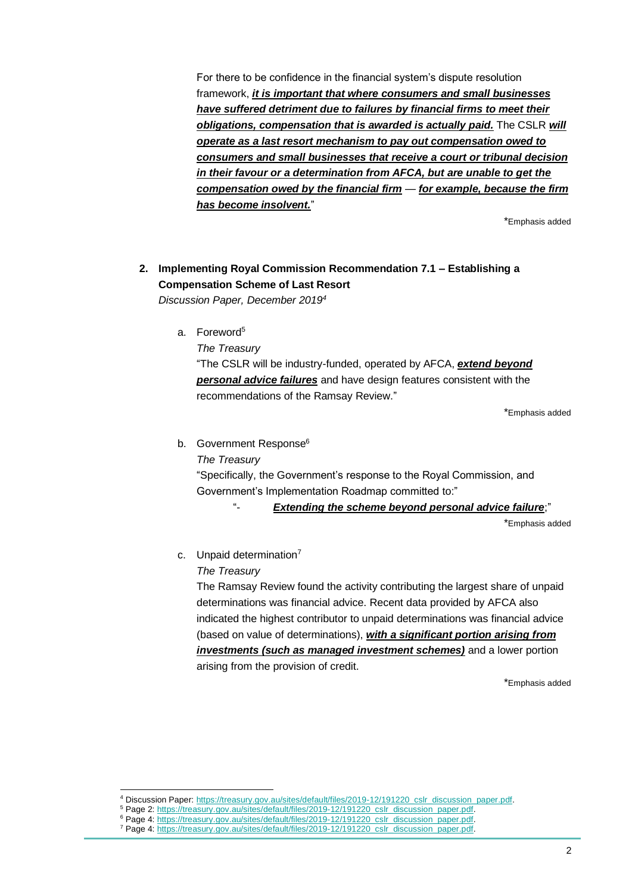For there to be confidence in the financial system's dispute resolution framework, ***it is important that where consumers and small businesses have suffered detriment due to failures by financial firms to meet their obligations, compensation that is awarded is actually paid.*** The CSLR ***will operate as a last resort mechanism to pay out compensation owed to consumers and small businesses that receive a court or tribunal decision in their favour or a determination from AFCA, but are unable to get the compensation owed by the financial firm*** — ***for example, because the firm has become insolvent.***"

*Emphasis added

2. **Implementing Royal Commission Recommendation 7.1 – Establishing a Compensation Scheme of Last Resort**
   *Discussion Paper, December 2019*[4]

   a. Foreword[5]

      *The Treasury*

      "The CSLR will be industry-funded, operated by AFCA, ***extend beyond personal advice failures*** and have design features consistent with the recommendations of the Ramsay Review."

      *Emphasis added

   b. Government Response[6]

      *The Treasury*

      "Specifically, the Government's response to the Royal Commission, and Government's Implementation Roadmap committed to:"

      "- ***Extending the scheme beyond personal advice failure***;"

      *Emphasis added

   c. Unpaid determination[7]

      *The Treasury*

      The Ramsay Review found the activity contributing the largest share of unpaid determinations was financial advice. Recent data provided by AFCA also indicated the highest contributor to unpaid determinations was financial advice (based on value of determinations), ***with a significant portion arising from investments (such as managed investment schemes)*** and a lower portion arising from the provision of credit.

      *Emphasis added

---

[4] Discussion Paper: https://treasury.gov.au/sites/default/files/2019-12/191220_cslr_discussion_paper.pdf.

[5] Page 2: https://treasury.gov.au/sites/default/files/2019-12/191220_cslr_discussion_paper.pdf.

[6] Page 4: https://treasury.gov.au/sites/default/files/2019-12/191220_cslr_discussion_paper.pdf.

[7] Page 4: https://treasury.gov.au/sites/default/files/2019-12/191220_cslr_discussion_paper.pdf.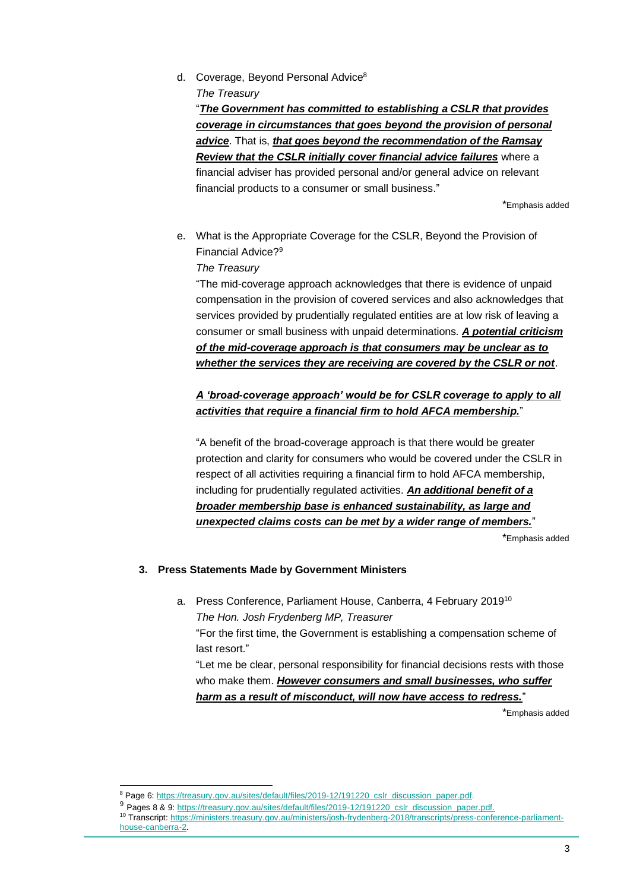d. Coverage, Beyond Personal Advice[8]

*The Treasury*

"***The Government has committed to establishing a CSLR that provides coverage in circumstances that goes beyond the provision of personal advice***. That is, ***that goes beyond the recommendation of the Ramsay Review that the CSLR initially cover financial advice failures*** where a financial adviser has provided personal and/or general advice on relevant financial products to a consumer or small business."

*Emphasis added

e. What is the Appropriate Coverage for the CSLR, Beyond the Provision of Financial Advice?[9]

*The Treasury*

"The mid-coverage approach acknowledges that there is evidence of unpaid compensation in the provision of covered services and also acknowledges that services provided by prudentially regulated entities are at low risk of leaving a consumer or small business with unpaid determinations. ***A potential criticism of the mid-coverage approach is that consumers may be unclear as to whether the services they are receiving are covered by the CSLR or not***.

***A 'broad-coverage approach' would be for CSLR coverage to apply to all activities that require a financial firm to hold AFCA membership.***"

"A benefit of the broad-coverage approach is that there would be greater protection and clarity for consumers who would be covered under the CSLR in respect of all activities requiring a financial firm to hold AFCA membership, including for prudentially regulated activities. ***An additional benefit of a broader membership base is enhanced sustainability, as large and unexpected claims costs can be met by a wider range of members.***"

*Emphasis added

### 3. Press Statements Made by Government Ministers

a. Press Conference, Parliament House, Canberra, 4 February 2019[10]

*The Hon. Josh Frydenberg MP, Treasurer*

"For the first time, the Government is establishing a compensation scheme of last resort."

"Let me be clear, personal responsibility for financial decisions rests with those who make them. ***However consumers and small businesses, who suffer harm as a result of misconduct, will now have access to redress.***"

*Emphasis added

---

[8] Page 6: https://treasury.gov.au/sites/default/files/2019-12/191220_cslr_discussion_paper.pdf.

[9] Pages 8 & 9: https://treasury.gov.au/sites/default/files/2019-12/191220_cslr_discussion_paper.pdf.

[10] Transcript: https://ministers.treasury.gov.au/ministers/josh-frydenberg-2018/transcripts/press-conference-parliament-house-canberra-2.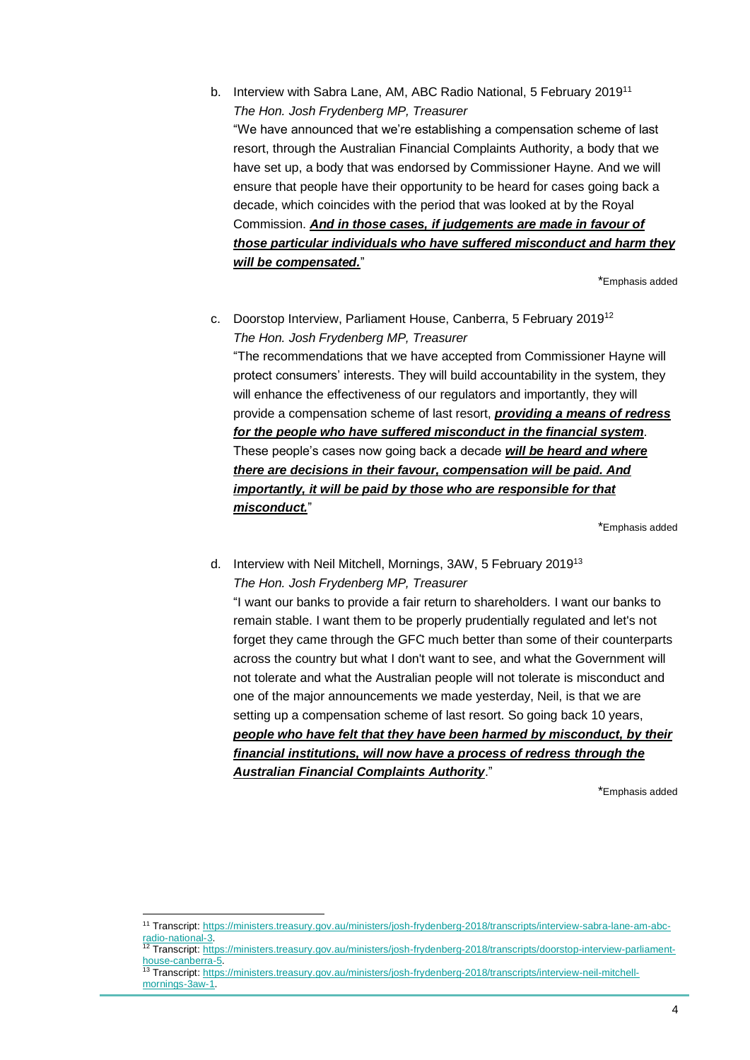b. Interview with Sabra Lane, AM, ABC Radio National, 5 February 2019[11]
*The Hon. Josh Frydenberg MP, Treasurer*
"We have announced that we're establishing a compensation scheme of last resort, through the Australian Financial Complaints Authority, a body that we have set up, a body that was endorsed by Commissioner Hayne. And we will ensure that people have their opportunity to be heard for cases going back a decade, which coincides with the period that was looked at by the Royal Commission. <u>***And in those cases, if judgements are made in favour of those particular individuals who have suffered misconduct and harm they will be compensated.***</u>"

*Emphasis added

c. Doorstop Interview, Parliament House, Canberra, 5 February 2019[12]
*The Hon. Josh Frydenberg MP, Treasurer*
"The recommendations that we have accepted from Commissioner Hayne will protect consumers' interests. They will build accountability in the system, they will enhance the effectiveness of our regulators and importantly, they will provide a compensation scheme of last resort, <u>***providing a means of redress for the people who have suffered misconduct in the financial system***</u>. These people's cases now going back a decade <u>***will be heard and where there are decisions in their favour, compensation will be paid. And importantly, it will be paid by those who are responsible for that misconduct.***</u>"

*Emphasis added

d. Interview with Neil Mitchell, Mornings, 3AW, 5 February 2019[13]
*The Hon. Josh Frydenberg MP, Treasurer*
"I want our banks to provide a fair return to shareholders. I want our banks to remain stable. I want them to be properly prudentially regulated and let's not forget they came through the GFC much better than some of their counterparts across the country but what I don't want to see, and what the Government will not tolerate and what the Australian people will not tolerate is misconduct and one of the major announcements we made yesterday, Neil, is that we are setting up a compensation scheme of last resort. So going back 10 years, <u>***people who have felt that they have been harmed by misconduct, by their financial institutions, will now have a process of redress through the Australian Financial Complaints Authority***</u>."

*Emphasis added

---

[11] Transcript: https://ministers.treasury.gov.au/ministers/josh-frydenberg-2018/transcripts/interview-sabra-lane-am-abc-radio-national-3.

[12] Transcript: https://ministers.treasury.gov.au/ministers/josh-frydenberg-2018/transcripts/doorstop-interview-parliament-house-canberra-5.

[13] Transcript: https://ministers.treasury.gov.au/ministers/josh-frydenberg-2018/transcripts/interview-neil-mitchell-mornings-3aw-1.